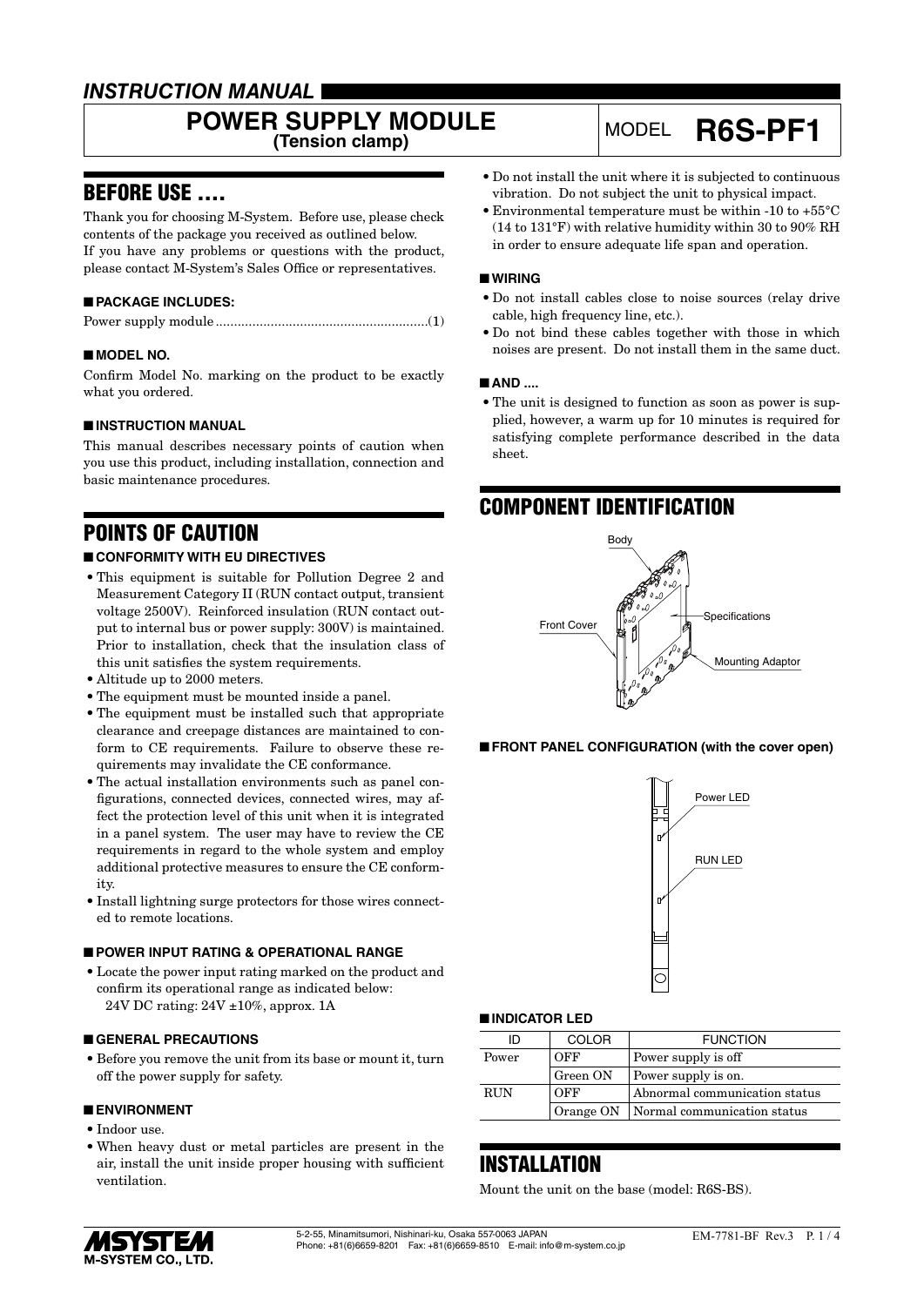# INSTRUCTION MANUAL

# POWER SUPPLY MODULE (Tension clamp)

MODEL **R6S-PF1**

## BEFORE USE ....

Thank you for choosing M-System. Before use, please check contents of the package you received as outlined below.
If you have any problems or questions with the product, please contact M-System's Sales Office or representatives.

### ■ PACKAGE INCLUDES:

Power supply module ..........................................................(1)

### ■ MODEL NO.

Confirm Model No. marking on the product to be exactly what you ordered.

### ■ INSTRUCTION MANUAL

This manual describes necessary points of caution when you use this product, including installation, connection and basic maintenance procedures.

## POINTS OF CAUTION

### ■ CONFORMITY WITH EU DIRECTIVES

- This equipment is suitable for Pollution Degree 2 and Measurement Category II (RUN contact output, transient voltage 2500V). Reinforced insulation (RUN contact output to internal bus or power supply: 300V) is maintained. Prior to installation, check that the insulation class of this unit satisfies the system requirements.
- Altitude up to 2000 meters.
- The equipment must be mounted inside a panel.
- The equipment must be installed such that appropriate clearance and creepage distances are maintained to conform to CE requirements. Failure to observe these requirements may invalidate the CE conformance.
- The actual installation environments such as panel configurations, connected devices, connected wires, may affect the protection level of this unit when it is integrated in a panel system. The user may have to review the CE requirements in regard to the whole system and employ additional protective measures to ensure the CE conformity.
- Install lightning surge protectors for those wires connected to remote locations.

### ■ POWER INPUT RATING & OPERATIONAL RANGE

- Locate the power input rating marked on the product and confirm its operational range as indicated below:
  24V DC rating: 24V ±10%, approx. 1A

### ■ GENERAL PRECAUTIONS

- Before you remove the unit from its base or mount it, turn off the power supply for safety.

### ■ ENVIRONMENT

- Indoor use.
- When heavy dust or metal particles are present in the air, install the unit inside proper housing with sufficient ventilation.
- Do not install the unit where it is subjected to continuous vibration. Do not subject the unit to physical impact.
- Environmental temperature must be within -10 to +55°C (14 to 131°F) with relative humidity within 30 to 90% RH in order to ensure adequate life span and operation.

### ■ WIRING

- Do not install cables close to noise sources (relay drive cable, high frequency line, etc.).
- Do not bind these cables together with those in which noises are present. Do not install them in the same duct.

### ■ AND ....

- The unit is designed to function as soon as power is supplied, however, a warm up for 10 minutes is required for satisfying complete performance described in the data sheet.

## COMPONENT IDENTIFICATION

Body
Front Cover
Specifications
Mounting Adaptor

### ■ FRONT PANEL CONFIGURATION (with the cover open)

Power LED
RUN LED

### ■ INDICATOR LED

| ID | COLOR | FUNCTION |
|---|---|---|
| Power | OFF | Power supply is off |
| | Green ON | Power supply is on. |
| RUN | OFF | Abnormal communication status |
| | Orange ON | Normal communication status |

## INSTALLATION

Mount the unit on the base (model: R6S-BS).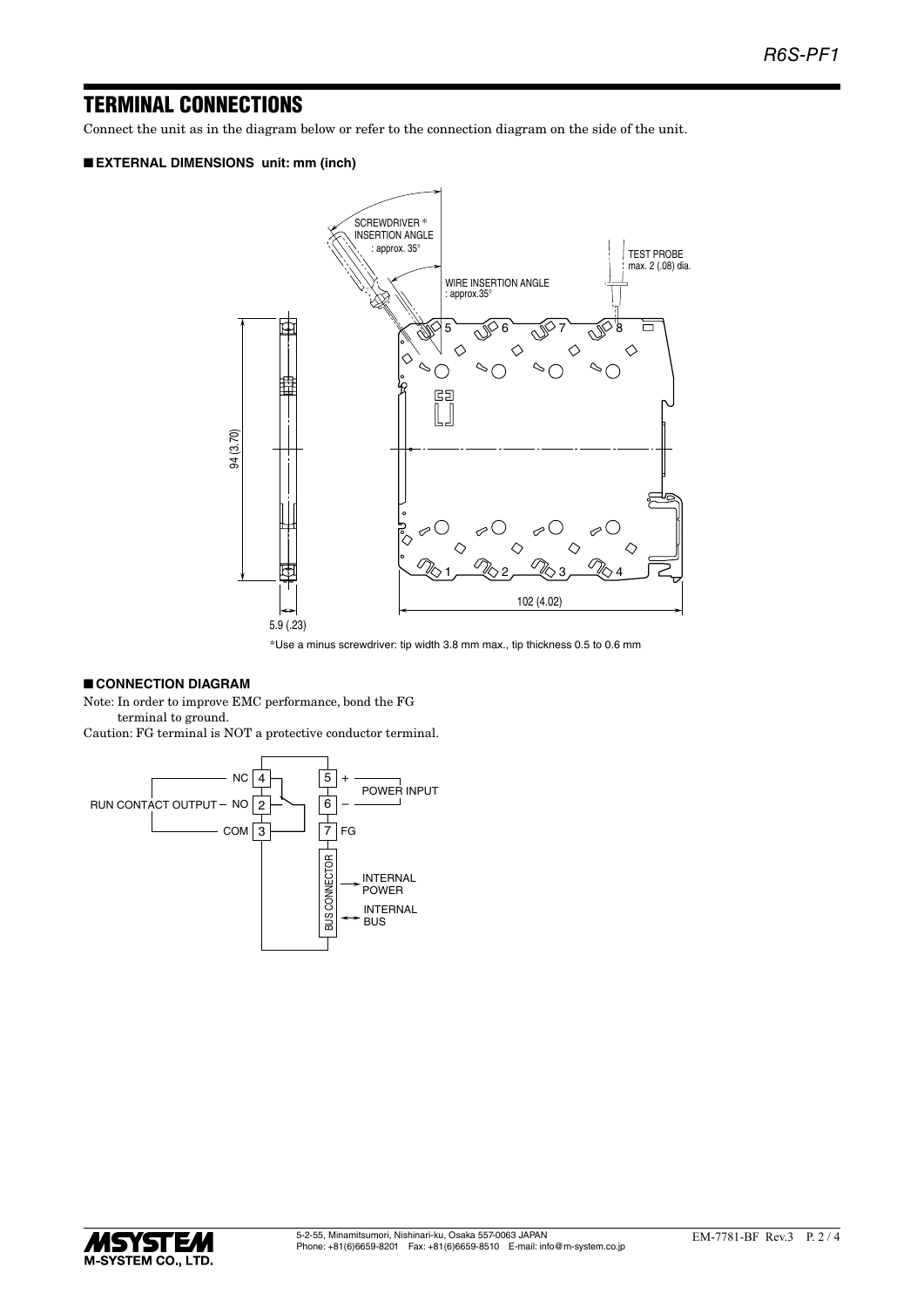## TERMINAL CONNECTIONS

Connect the unit as in the diagram below or refer to the connection diagram on the side of the unit.

### ■ EXTERNAL DIMENSIONS unit: mm (inch)

SCREWDRIVER *
INSERTION ANGLE
: approx. 35°

TEST PROBE
max. 2 (.08) dia.

WIRE INSERTION ANGLE
: approx.35°

94 (3.70)

5.9 (.23)

102 (4.02)

*Use a minus screwdriver: tip width 3.8 mm max., tip thickness 0.5 to 0.6 mm

### ■ CONNECTION DIAGRAM

Note: In order to improve EMC performance, bond the FG terminal to ground.

Caution: FG terminal is NOT a protective conductor terminal.

RUN CONTACT OUTPUT – NC 4, NO 2, COM 3

POWER INPUT – 5 +, 6 –

7 FG

BUS CONNECTOR → INTERNAL POWER, ↔ INTERNAL BUS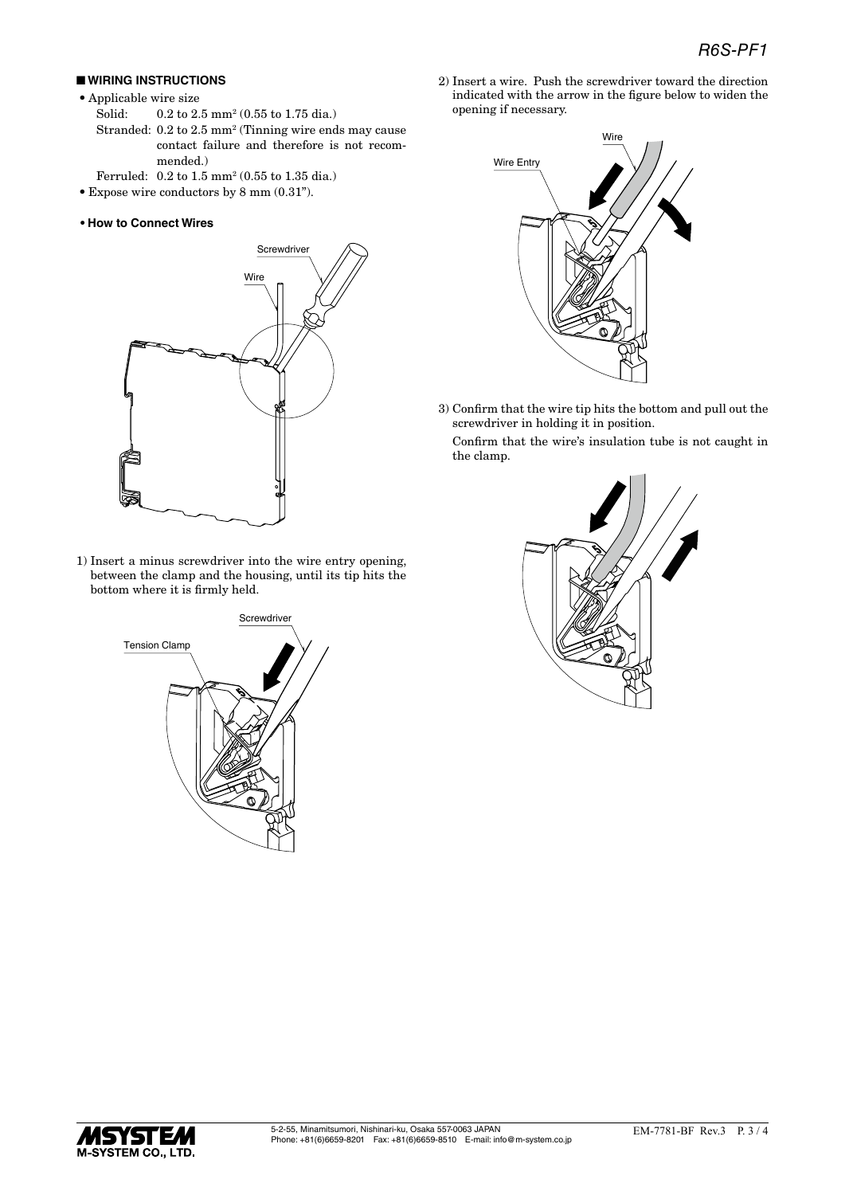## ■ WIRING INSTRUCTIONS

- Applicable wire size
  - Solid: 0.2 to 2.5 mm$^2$ (0.55 to 1.75 dia.)
  - Stranded: 0.2 to 2.5 mm$^2$ (Tinning wire ends may cause contact failure and therefore is not recommended.)
  - Ferruled: 0.2 to 1.5 mm$^2$ (0.55 to 1.35 dia.)
- Expose wire conductors by 8 mm (0.31").

### • How to Connect Wires

1) Insert a minus screwdriver into the wire entry opening, between the clamp and the housing, until its tip hits the bottom where it is firmly held.

2) Insert a wire. Push the screwdriver toward the direction indicated with the arrow in the figure below to widen the opening if necessary.

3) Confirm that the wire tip hits the bottom and pull out the screwdriver in holding it in position.

   Confirm that the wire's insulation tube is not caught in the clamp.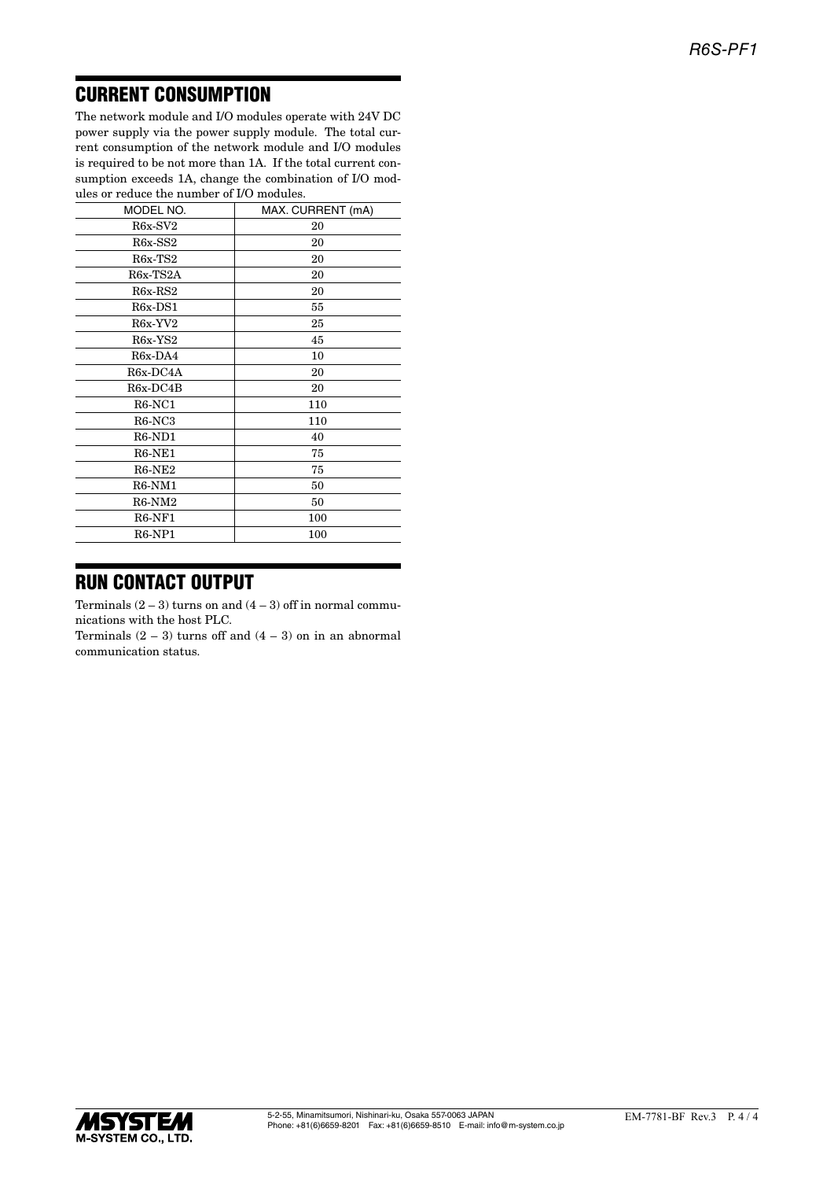## CURRENT CONSUMPTION

The network module and I/O modules operate with 24V DC power supply via the power supply module. The total current consumption of the network module and I/O modules is required to be not more than 1A. If the total current consumption exceeds 1A, change the combination of I/O modules or reduce the number of I/O modules.

| MODEL NO. | MAX. CURRENT (mA) |
|---|---|
| R6x-SV2 | 20 |
| R6x-SS2 | 20 |
| R6x-TS2 | 20 |
| R6x-TS2A | 20 |
| R6x-RS2 | 20 |
| R6x-DS1 | 55 |
| R6x-YV2 | 25 |
| R6x-YS2 | 45 |
| R6x-DA4 | 10 |
| R6x-DC4A | 20 |
| R6x-DC4B | 20 |
| R6-NC1 | 110 |
| R6-NC3 | 110 |
| R6-ND1 | 40 |
| R6-NE1 | 75 |
| R6-NE2 | 75 |
| R6-NM1 | 50 |
| R6-NM2 | 50 |
| R6-NF1 | 100 |
| R6-NP1 | 100 |

## RUN CONTACT OUTPUT

Terminals (2 – 3) turns on and (4 – 3) off in normal communications with the host PLC.

Terminals (2 – 3) turns off and (4 – 3) on in an abnormal communication status.